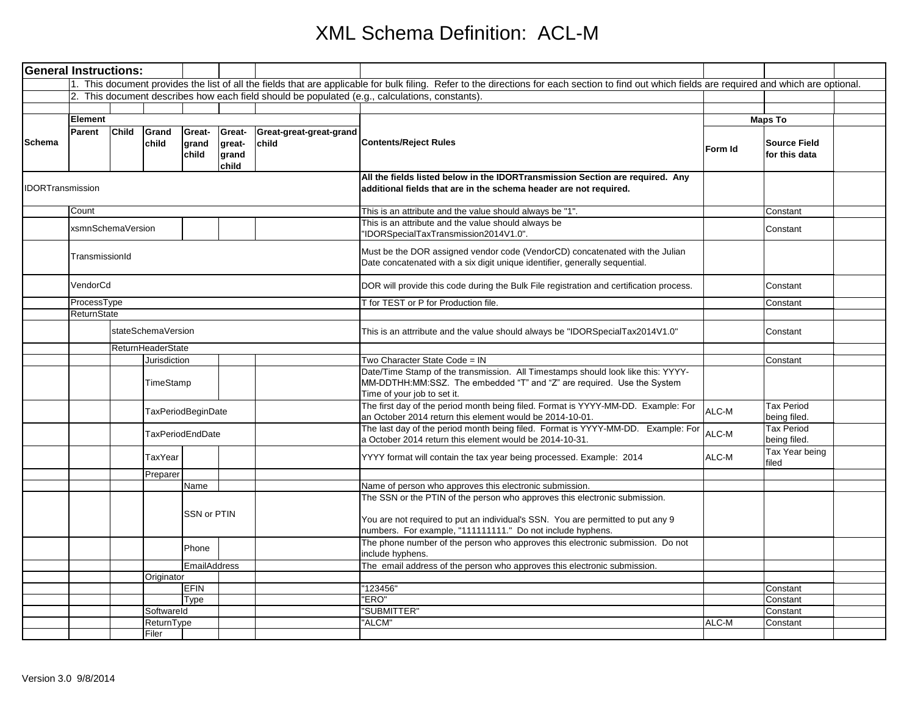# XML Schema Definition: ACL-M

| General Instructions: | | | | | | | | | | |
|---|---|---|---|---|---|---|---|---|---|---|
| | 1. This document provides the list of all the fields that are applicable for bulk filing. Refer to the directions for each section to find out which fields are required and which are optional. | | | | | | | | | |
| | 2. This document describes how each field should be populated (e.g., calculations, constants). | | | | | | | | | |
| | | | | | | | | | | |
| | **Element** | | | | | | | **Maps To** | | |
| **Schema** | **Parent** | **Child** | **Grand child** | **Great-grand child** | **Great-great-grand child** | **Great-great-great-grand child** | **Contents/Reject Rules** | **Form Id** | **Source Field for this data** | |
| IDORTransmission | | | | | | | **All the fields listed below in the IDORTransmission Section are required. Any additional fields that are in the schema header are not required.** | | | |
| | Count | | | | | | This is an attribute and the value should always be "1". | | Constant | |
| | xsmnSchemaVersion | | | | | | This is an attribute and the value should always be "IDORSpecialTaxTransmission2014V1.0". | | Constant | |
| | TransmissionId | | | | | | Must be the DOR assigned vendor code (VendorCD) concatenated with the Julian Date concatenated with a six digit unique identifier, generally sequential. | | | |
| | VendorCd | | | | | | DOR will provide this code during the Bulk File registration and certification process. | | Constant | |
| | ProcessType | | | | | | T for TEST or P for Production file. | | Constant | |
| | ReturnState | | | | | | | | | |
| | | stateSchemaVersion | | | | | This is an attrribute and the value should always be "IDORSpecialTax2014V1.0" | | Constant | |
| | | ReturnHeaderState | | | | | | | | |
| | | | Jurisdiction | | | | Two Character State Code = IN | | Constant | |
| | | | TimeStamp | | | | Date/Time Stamp of the transmission. All Timestamps should look like this: YYYY-MM-DDTHH:MM:SSZ. The embedded "T" and "Z" are required. Use the System Time of your job to set it. | | | |
| | | | TaxPeriodBeginDate | | | | The first day of the period month being filed. Format is YYYY-MM-DD. Example: For an October 2014 return this element would be 2014-10-01. | ALC-M | Tax Period being filed. | |
| | | | TaxPeriodEndDate | | | | The last day of the period month being filed. Format is YYYY-MM-DD. Example: For a October 2014 return this element would be 2014-10-31. | ALC-M | Tax Period being filed. | |
| | | | TaxYear | | | | YYYY format will contain the tax year being processed. Example: 2014 | ALC-M | Tax Year being filed | |
| | | | Preparer | | | | | | | |
| | | | | Name | | | Name of person who approves this electronic submission. | | | |
| | | | | SSN or PTIN | | | The SSN or the PTIN of the person who approves this electronic submission.<br><br>You are not required to put an individual's SSN. You are permitted to put any 9 numbers. For example, "111111111." Do not include hyphens. | | | |
| | | | | Phone | | | The phone number of the person who approves this electronic submission. Do not include hyphens. | | | |
| | | | | EmailAddress | | | The email address of the person who approves this electronic submission. | | | |
| | | | Originator | | | | | | | |
| | | | | EFIN | | | "123456" | | Constant | |
| | | | | Type | | | "ERO" | | Constant | |
| | | | SoftwareId | | | | "SUBMITTER" | | Constant | |
| | | | ReturnType | | | | "ALCM" | ALC-M | Constant | |
| | | | Filer | | | | | | | |

Version 3.0 9/8/2014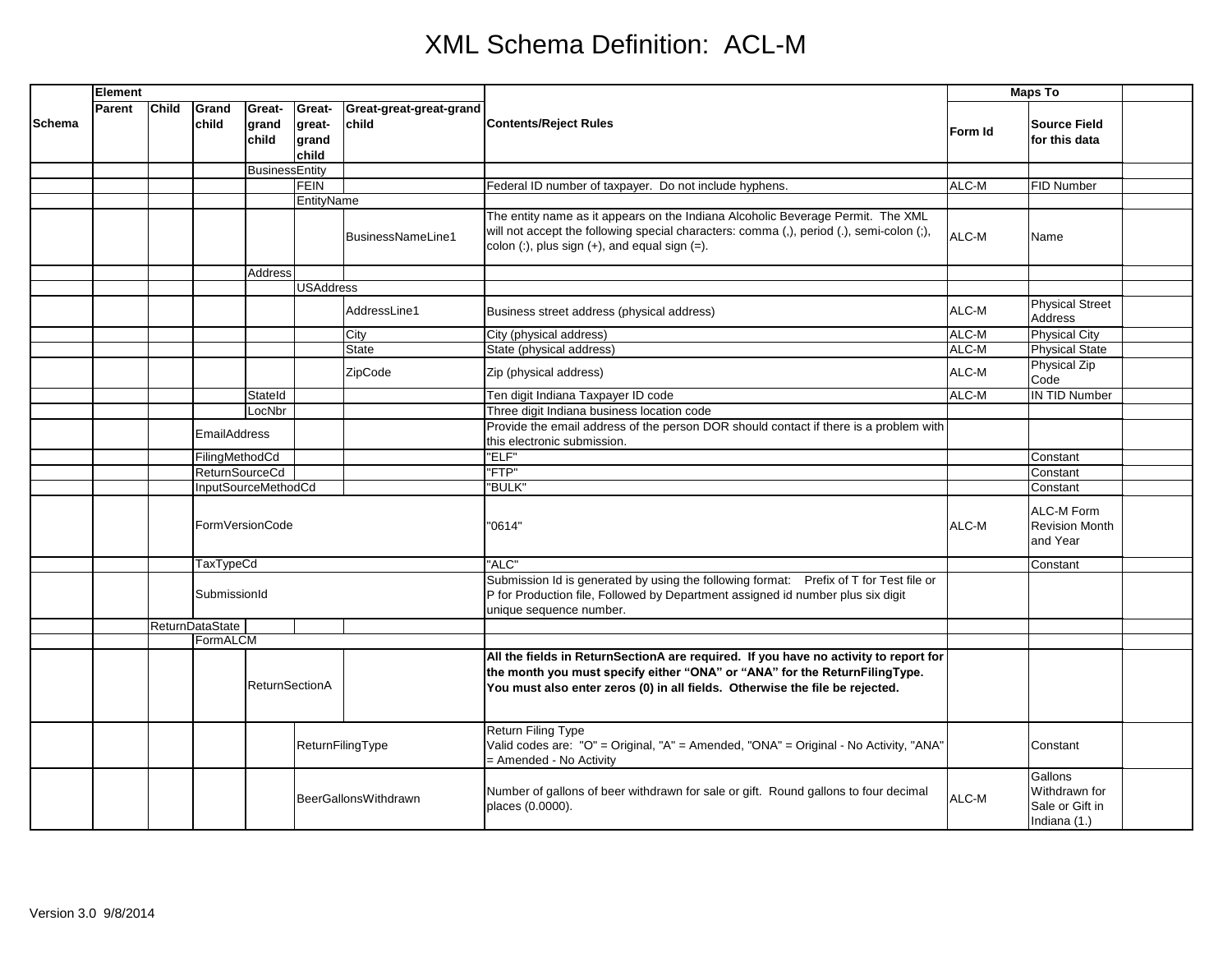# XML Schema Definition: ACL-M

| Schema | Element: Parent | Child | Grand child | Great-grand child | Great-great-grand child | Great-great-great-grand child | Contents/Reject Rules | Maps To: Form Id | Source Field for this data | |
|---|---|---|---|---|---|---|---|---|---|---|
| | | | | BusinessEntity | | | | | | |
| | | | | | FEIN | | Federal ID number of taxpayer. Do not include hyphens. | ALC-M | FID Number | |
| | | | | | EntityName | | | | | |
| | | | | | | BusinessNameLine1 | The entity name as it appears on the Indiana Alcoholic Beverage Permit. The XML will not accept the following special characters: comma (,), period (.), semi-colon (;), colon (:), plus sign (+), and equal sign (=). | ALC-M | Name | |
| | | | | Address | | | | | | |
| | | | | | USAddress | | | | | |
| | | | | | | AddressLine1 | Business street address (physical address) | ALC-M | Physical Street Address | |
| | | | | | | City | City (physical address) | ALC-M | Physical City | |
| | | | | | | State | State (physical address) | ALC-M | Physical State | |
| | | | | | | ZipCode | Zip (physical address) | ALC-M | Physical Zip Code | |
| | | | | StateId | | | Ten digit Indiana Taxpayer ID code | ALC-M | IN TID Number | |
| | | | | LocNbr | | | Three digit Indiana business location code | | | |
| | | | EmailAddress | | | | Provide the email address of the person DOR should contact if there is a problem with this electronic submission. | | | |
| | | | FilingMethodCd | | | | "ELF" | | Constant | |
| | | | ReturnSourceCd | | | | "FTP" | | Constant | |
| | | | InputSourceMethodCd | | | | "BULK" | | Constant | |
| | | | FormVersionCode | | | | "0614" | ALC-M | ALC-M Form Revision Month and Year | |
| | | | TaxTypeCd | | | | "ALC" | | Constant | |
| | | | SubmissionId | | | | Submission Id is generated by using the following format: Prefix of T for Test file or P for Production file, Followed by Department assigned id number plus six digit unique sequence number. | | | |
| | | ReturnDataState | | | | | | | | |
| | | | FormALCM | | | | | | | |
| | | | | ReturnSectionA | | | **All the fields in ReturnSectionA are required. If you have no activity to report for the month you must specify either "ONA" or "ANA" for the ReturnFilingType. You must also enter zeros (0) in all fields. Otherwise the file be rejected.** | | | |
| | | | | | ReturnFilingType | | Return Filing Type<br>Valid codes are: "O" = Original, "A" = Amended, "ONA" = Original - No Activity, "ANA" = Amended - No Activity | | Constant | |
| | | | | | BeerGallonsWithdrawn | | Number of gallons of beer withdrawn for sale or gift. Round gallons to four decimal places (0.0000). | ALC-M | Gallons Withdrawn for Sale or Gift in Indiana (1.) | |

Version 3.0 9/8/2014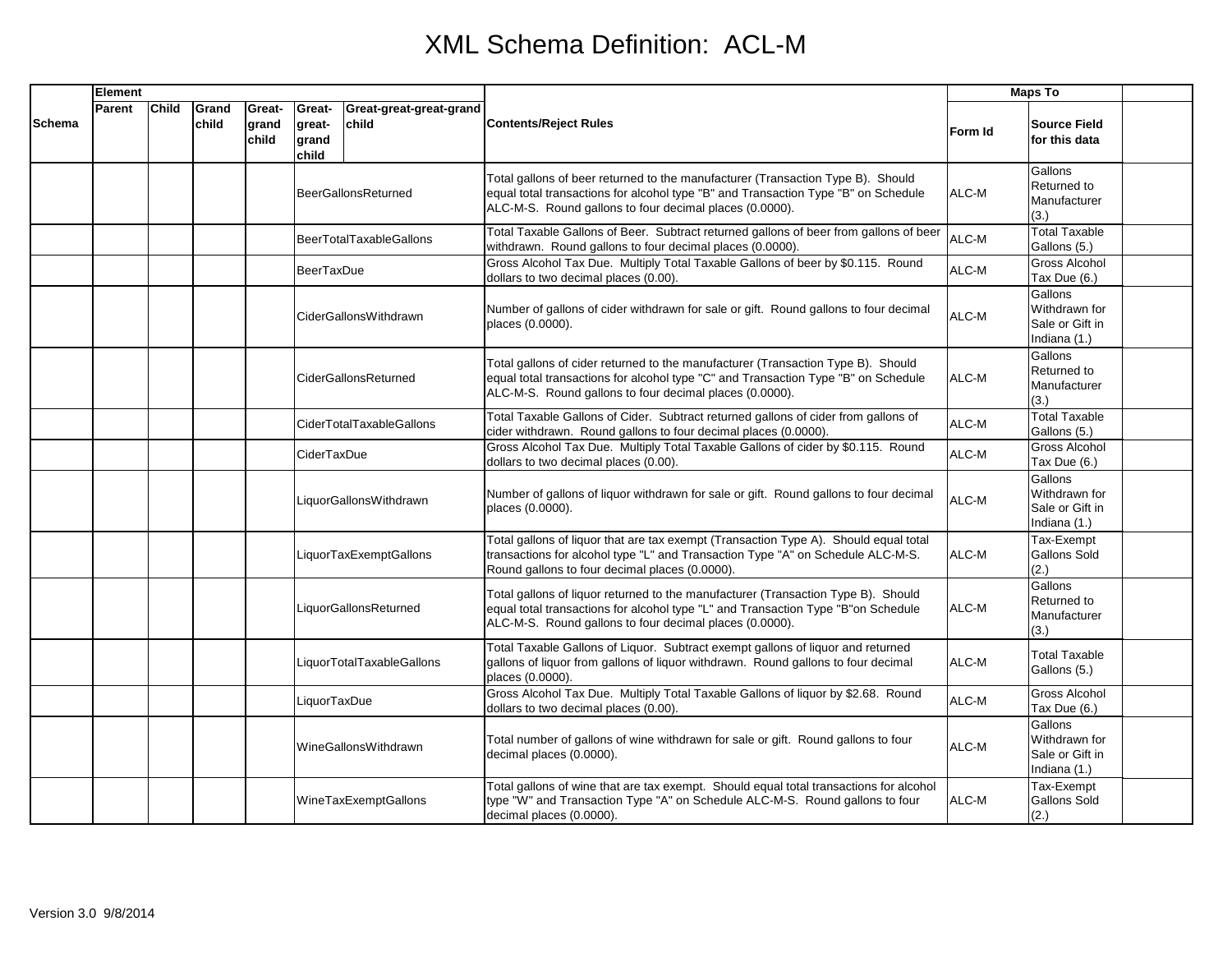# XML Schema Definition: ACL-M

| Schema | Element | | | | | | Contents/Reject Rules | Maps To | | |
|---|---|---|---|---|---|---|---|---|---|---|
| | Parent | Child | Grand child | Great-grand child | Great-great-grand child | Great-great-great-grand child | | Form Id | Source Field for this data | |
| | | | | | BeerGallonsReturned | | Total gallons of beer returned to the manufacturer (Transaction Type B). Should equal total transactions for alcohol type "B" and Transaction Type "B" on Schedule ALC-M-S. Round gallons to four decimal places (0.0000). | ALC-M | Gallons Returned to Manufacturer (3.) | |
| | | | | | BeerTotalTaxableGallons | | Total Taxable Gallons of Beer. Subtract returned gallons of beer from gallons of beer withdrawn. Round gallons to four decimal places (0.0000). | ALC-M | Total Taxable Gallons (5.) | |
| | | | | | BeerTaxDue | | Gross Alcohol Tax Due. Multiply Total Taxable Gallons of beer by $0.115. Round dollars to two decimal places (0.00). | ALC-M | Gross Alcohol Tax Due (6.) | |
| | | | | | CiderGallonsWithdrawn | | Number of gallons of cider withdrawn for sale or gift. Round gallons to four decimal places (0.0000). | ALC-M | Gallons Withdrawn for Sale or Gift in Indiana (1.) | |
| | | | | | CiderGallonsReturned | | Total gallons of cider returned to the manufacturer (Transaction Type B). Should equal total transactions for alcohol type "C" and Transaction Type "B" on Schedule ALC-M-S. Round gallons to four decimal places (0.0000). | ALC-M | Gallons Returned to Manufacturer (3.) | |
| | | | | | CiderTotalTaxableGallons | | Total Taxable Gallons of Cider. Subtract returned gallons of cider from gallons of cider withdrawn. Round gallons to four decimal places (0.0000). | ALC-M | Total Taxable Gallons (5.) | |
| | | | | | CiderTaxDue | | Gross Alcohol Tax Due. Multiply Total Taxable Gallons of cider by $0.115. Round dollars to two decimal places (0.00). | ALC-M | Gross Alcohol Tax Due (6.) | |
| | | | | | LiquorGallonsWithdrawn | | Number of gallons of liquor withdrawn for sale or gift. Round gallons to four decimal places (0.0000). | ALC-M | Gallons Withdrawn for Sale or Gift in Indiana (1.) | |
| | | | | | LiquorTaxExemptGallons | | Total gallons of liquor that are tax exempt (Transaction Type A). Should equal total transactions for alcohol type "L" and Transaction Type "A" on Schedule ALC-M-S. Round gallons to four decimal places (0.0000). | ALC-M | Tax-Exempt Gallons Sold (2.) | |
| | | | | | LiquorGallonsReturned | | Total gallons of liquor returned to the manufacturer (Transaction Type B). Should equal total transactions for alcohol type "L" and Transaction Type "B"on Schedule ALC-M-S. Round gallons to four decimal places (0.0000). | ALC-M | Gallons Returned to Manufacturer (3.) | |
| | | | | | LiquorTotalTaxableGallons | | Total Taxable Gallons of Liquor. Subtract exempt gallons of liquor and returned gallons of liquor from gallons of liquor withdrawn. Round gallons to four decimal places (0.0000). | ALC-M | Total Taxable Gallons (5.) | |
| | | | | | LiquorTaxDue | | Gross Alcohol Tax Due. Multiply Total Taxable Gallons of liquor by $2.68. Round dollars to two decimal places (0.00). | ALC-M | Gross Alcohol Tax Due (6.) | |
| | | | | | WineGallonsWithdrawn | | Total number of gallons of wine withdrawn for sale or gift. Round gallons to four decimal places (0.0000). | ALC-M | Gallons Withdrawn for Sale or Gift in Indiana (1.) | |
| | | | | | WineTaxExemptGallons | | Total gallons of wine that are tax exempt. Should equal total transactions for alcohol type "W" and Transaction Type "A" on Schedule ALC-M-S. Round gallons to four decimal places (0.0000). | ALC-M | Tax-Exempt Gallons Sold (2.) | |

Version 3.0 9/8/2014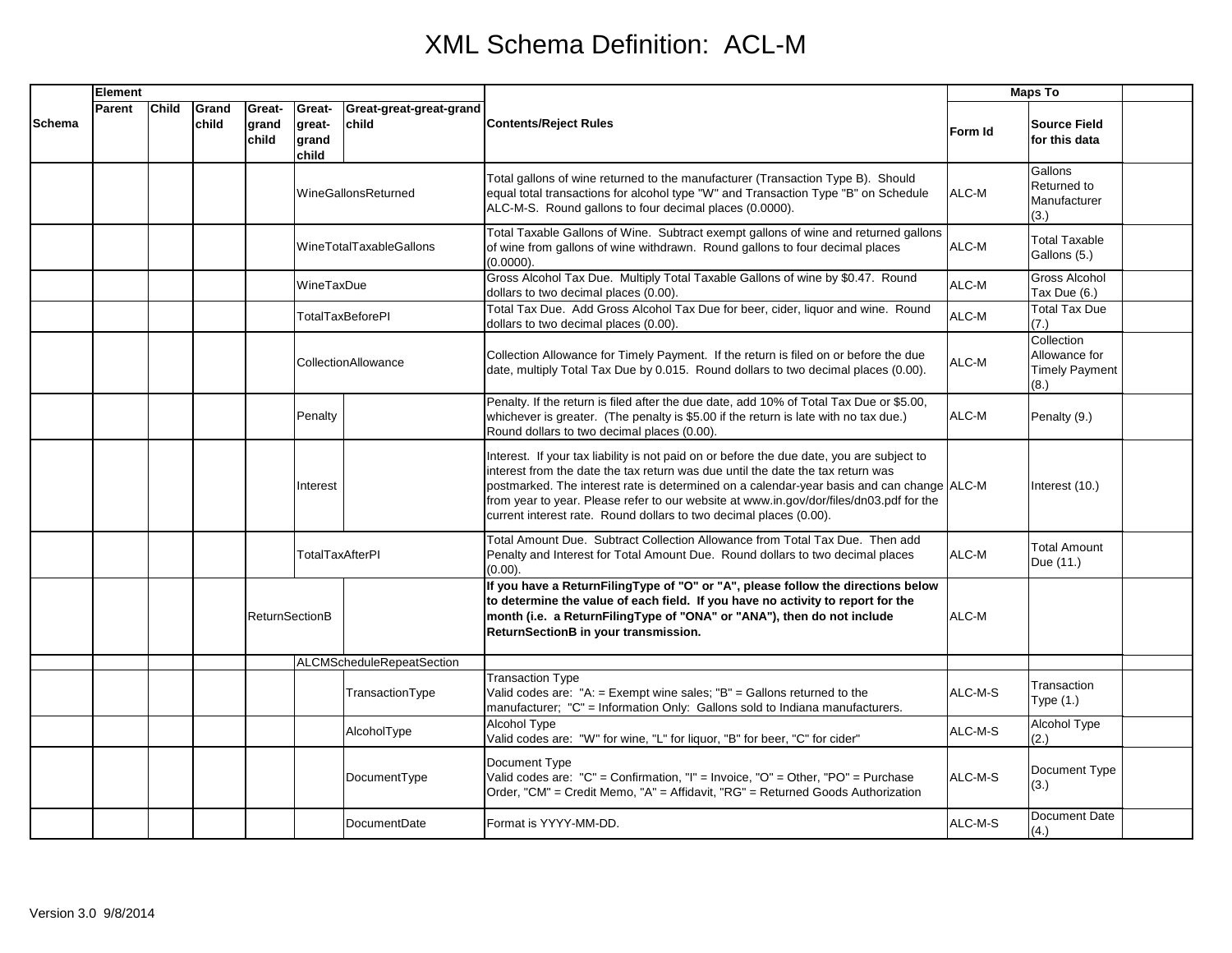# XML Schema Definition: ACL-M

| Schema | Element | | | | | | Contents/Reject Rules | Maps To | | |
|---|---|---|---|---|---|---|---|---|---|---|
| | Parent | Child | Grand child | Great-grand child | Great-great-grand child | Great-great-great-grand child | | Form Id | Source Field for this data | |
| | | | | | WineGallonsReturned | | Total gallons of wine returned to the manufacturer (Transaction Type B). Should equal total transactions for alcohol type "W" and Transaction Type "B" on Schedule ALC-M-S. Round gallons to four decimal places (0.0000). | ALC-M | Gallons Returned to Manufacturer (3.) | |
| | | | | | WineTotalTaxableGallons | | Total Taxable Gallons of Wine. Subtract exempt gallons of wine and returned gallons of wine from gallons of wine withdrawn. Round gallons to four decimal places (0.0000). | ALC-M | Total Taxable Gallons (5.) | |
| | | | | | WineTaxDue | | Gross Alcohol Tax Due. Multiply Total Taxable Gallons of wine by $0.47. Round dollars to two decimal places (0.00). | ALC-M | Gross Alcohol Tax Due (6.) | |
| | | | | | TotalTaxBeforePI | | Total Tax Due. Add Gross Alcohol Tax Due for beer, cider, liquor and wine. Round dollars to two decimal places (0.00). | ALC-M | Total Tax Due (7.) | |
| | | | | | CollectionAllowance | | Collection Allowance for Timely Payment. If the return is filed on or before the due date, multiply Total Tax Due by 0.015. Round dollars to two decimal places (0.00). | ALC-M | Collection Allowance for Timely Payment (8.) | |
| | | | | | Penalty | | Penalty. If the return is filed after the due date, add 10% of Total Tax Due or $5.00, whichever is greater. (The penalty is $5.00 if the return is late with no tax due.) Round dollars to two decimal places (0.00). | ALC-M | Penalty (9.) | |
| | | | | | Interest | | Interest. If your tax liability is not paid on or before the due date, you are subject to interest from the date the tax return was due until the date the tax return was postmarked. The interest rate is determined on a calendar-year basis and can change from year to year. Please refer to our website at www.in.gov/dor/files/dn03.pdf for the current interest rate. Round dollars to two decimal places (0.00). | ALC-M | Interest (10.) | |
| | | | | | TotalTaxAfterPI | | Total Amount Due. Subtract Collection Allowance from Total Tax Due. Then add Penalty and Interest for Total Amount Due. Round dollars to two decimal places (0.00). | ALC-M | Total Amount Due (11.) | |
| | | | | ReturnSectionB | | | **If you have a ReturnFilingType of "O" or "A", please follow the directions below to determine the value of each field. If you have no activity to report for the month (i.e. a ReturnFilingType of "ONA" or "ANA"), then do not include ReturnSectionB in your transmission.** | ALC-M | | |
| | | | | | ALCMScheduleRepeatSection | | | | | |
| | | | | | | TransactionType | Transaction Type<br>Valid codes are: "A: = Exempt wine sales; "B" = Gallons returned to the manufacturer; "C" = Information Only: Gallons sold to Indiana manufacturers. | ALC-M-S | Transaction Type (1.) | |
| | | | | | | AlcoholType | Alcohol Type<br>Valid codes are: "W" for wine, "L" for liquor, "B" for beer, "C" for cider" | ALC-M-S | Alcohol Type (2.) | |
| | | | | | | DocumentType | Document Type<br>Valid codes are: "C" = Confirmation, "I" = Invoice, "O" = Other, "PO" = Purchase Order, "CM" = Credit Memo, "A" = Affidavit, "RG" = Returned Goods Authorization | ALC-M-S | Document Type (3.) | |
| | | | | | | DocumentDate | Format is YYYY-MM-DD. | ALC-M-S | Document Date (4.) | |

Version 3.0 9/8/2014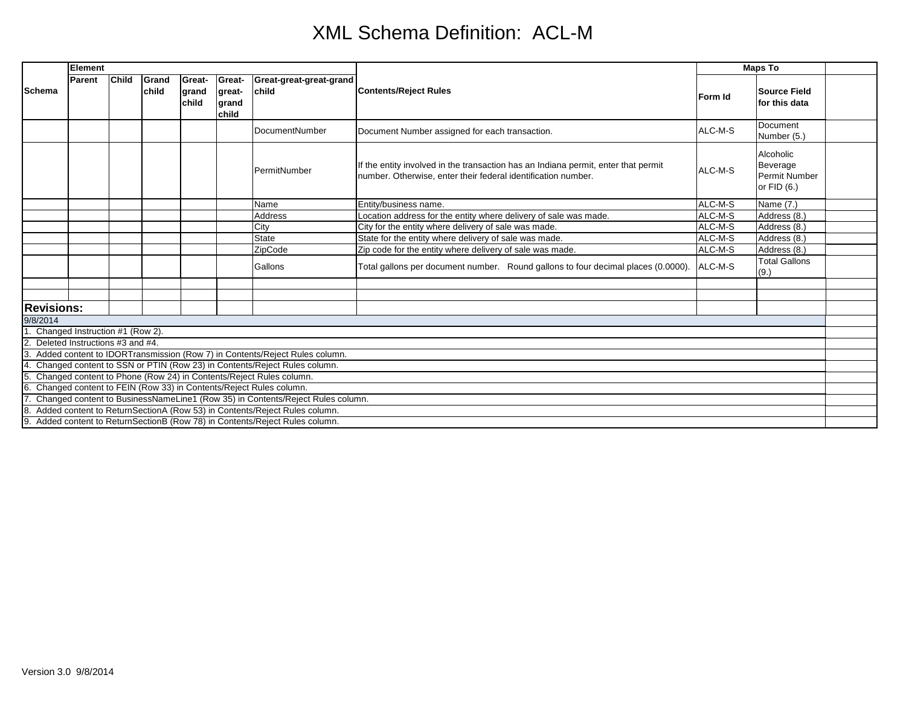# XML Schema Definition: ACL-M

| Schema | Element | | | | | | Contents/Reject Rules | Maps To | | |
|---|---|---|---|---|---|---|---|---|---|---|
| | Parent | Child | Grand child | Great-grand child | Great-great-grand child | Great-great-great-grand child | | Form Id | Source Field for this data | |
| | | | | | | DocumentNumber | Document Number assigned for each transaction. | ALC-M-S | Document Number (5.) | |
| | | | | | | PermitNumber | If the entity involved in the transaction has an Indiana permit, enter that permit number. Otherwise, enter their federal identification number. | ALC-M-S | Alcoholic Beverage Permit Number or FID (6.) | |
| | | | | | | Name | Entity/business name. | ALC-M-S | Name (7.) | |
| | | | | | | Address | Location address for the entity where delivery of sale was made. | ALC-M-S | Address (8.) | |
| | | | | | | City | City for the entity where delivery of sale was made. | ALC-M-S | Address (8.) | |
| | | | | | | State | State for the entity where delivery of sale was made. | ALC-M-S | Address (8.) | |
| | | | | | | ZipCode | Zip code for the entity where delivery of sale was made. | ALC-M-S | Address (8.) | |
| | | | | | | Gallons | Total gallons per document number. Round gallons to four decimal places (0.0000). | ALC-M-S | Total Gallons (9.) | |

**Revisions:**

9/8/2014

1. Changed Instruction #1 (Row 2).
2. Deleted Instructions #3 and #4.
3. Added content to IDORTransmission (Row 7) in Contents/Reject Rules column.
4. Changed content to SSN or PTIN (Row 23) in Contents/Reject Rules column.
5. Changed content to Phone (Row 24) in Contents/Reject Rules column.
6. Changed content to FEIN (Row 33) in Contents/Reject Rules column.
7. Changed content to BusinessNameLine1 (Row 35) in Contents/Reject Rules column.
8. Added content to ReturnSectionA (Row 53) in Contents/Reject Rules column.
9. Added content to ReturnSectionB (Row 78) in Contents/Reject Rules column.

Version 3.0 9/8/2014